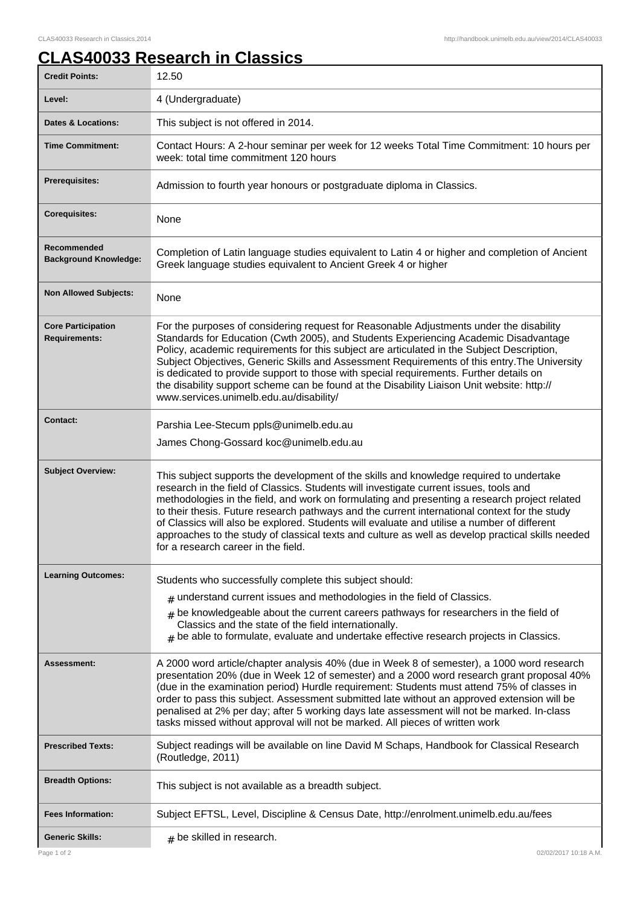# CLAS40033 Research in Classics

| | |
|---|---|
| **Credit Points:** | 12.50 |
| **Level:** | 4 (Undergraduate) |
| **Dates & Locations:** | This subject is not offered in 2014. |
| **Time Commitment:** | Contact Hours: A 2-hour seminar per week for 12 weeks Total Time Commitment: 10 hours per week: total time commitment 120 hours |
| **Prerequisites:** | Admission to fourth year honours or postgraduate diploma in Classics. |
| **Corequisites:** | None |
| **Recommended Background Knowledge:** | Completion of Latin language studies equivalent to Latin 4 or higher and completion of Ancient Greek language studies equivalent to Ancient Greek 4 or higher |
| **Non Allowed Subjects:** | None |
| **Core Participation Requirements:** | For the purposes of considering request for Reasonable Adjustments under the disability Standards for Education (Cwth 2005), and Students Experiencing Academic Disadvantage Policy, academic requirements for this subject are articulated in the Subject Description, Subject Objectives, Generic Skills and Assessment Requirements of this entry.The University is dedicated to provide support to those with special requirements. Further details on the disability support scheme can be found at the Disability Liaison Unit website: http://www.services.unimelb.edu.au/disability/ |
| **Contact:** | Parshia Lee-Stecum ppls@unimelb.edu.au<br>James Chong-Gossard koc@unimelb.edu.au |
| **Subject Overview:** | This subject supports the development of the skills and knowledge required to undertake research in the field of Classics. Students will investigate current issues, tools and methodologies in the field, and work on formulating and presenting a research project related to their thesis. Future research pathways and the current international context for the study of Classics will also be explored. Students will evaluate and utilise a number of different approaches to the study of classical texts and culture as well as develop practical skills needed for a research career in the field. |
| **Learning Outcomes:** | Students who successfully complete this subject should:<br># understand current issues and methodologies in the field of Classics.<br># be knowledgeable about the current careers pathways for researchers in the field of Classics and the state of the field internationally.<br># be able to formulate, evaluate and undertake effective research projects in Classics. |
| **Assessment:** | A 2000 word article/chapter analysis 40% (due in Week 8 of semester), a 1000 word research presentation 20% (due in Week 12 of semester) and a 2000 word research grant proposal 40% (due in the examination period) Hurdle requirement: Students must attend 75% of classes in order to pass this subject. Assessment submitted late without an approved extension will be penalised at 2% per day; after 5 working days late assessment will not be marked. In-class tasks missed without approval will not be marked. All pieces of written work |
| **Prescribed Texts:** | Subject readings will be available on line David M Schaps, Handbook for Classical Research (Routledge, 2011) |
| **Breadth Options:** | This subject is not available as a breadth subject. |
| **Fees Information:** | Subject EFTSL, Level, Discipline & Census Date, http://enrolment.unimelb.edu.au/fees |
| **Generic Skills:** | # be skilled in research. |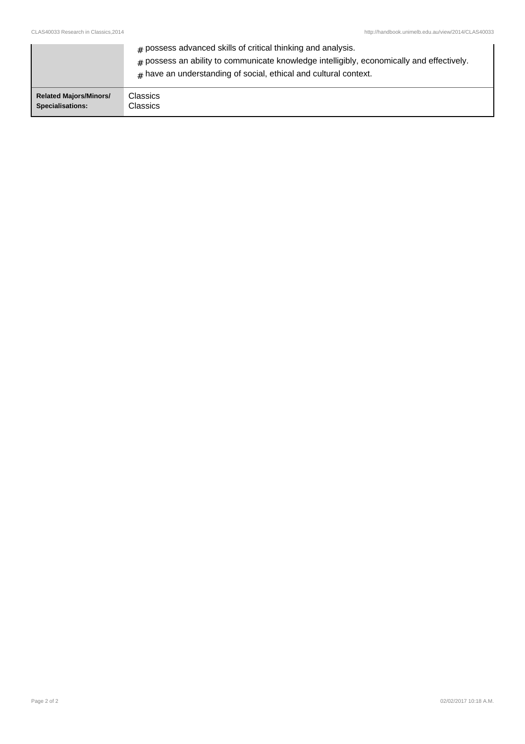| | |
|---|---|
| | # possess advanced skills of critical thinking and analysis.<br># possess an ability to communicate knowledge intelligibly, economically and effectively.<br># have an understanding of social, ethical and cultural context. |
| **Related Majors/Minors/ Specialisations:** | Classics<br>Classics |